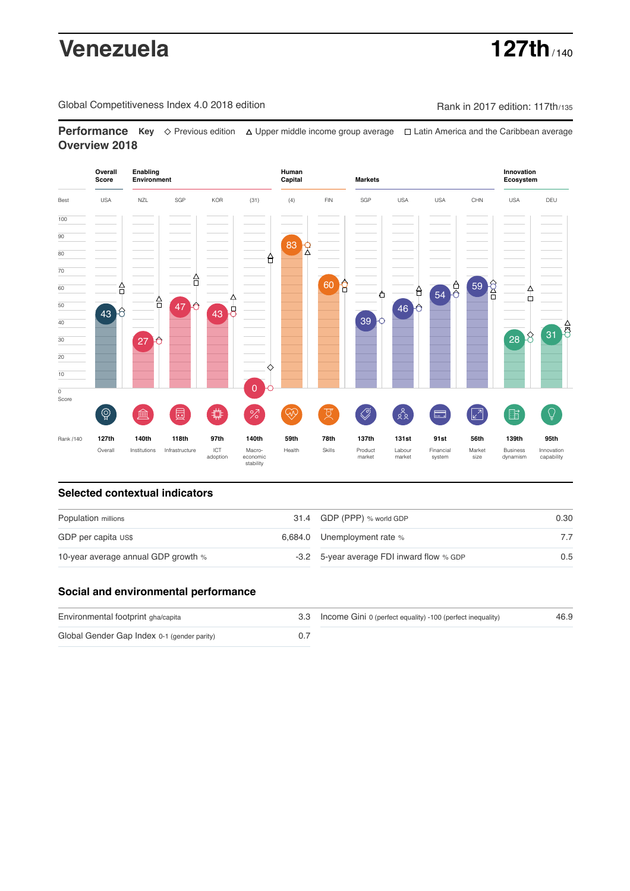# Venezuela

**127th** / 140

Global Competitiveness Index 4.0 2018 edition

Rank in 2017 edition: 117th/135

## Performance Overview 2018

**Key** ◇ Previous edition △ Upper middle income group average □ Latin America and the Caribbean average

| | Overall Score | Enabling Environment | | | | Human Capital | | Markets | | | | Innovation Ecosystem | |
|---|---|---|---|---|---|---|---|---|---|---|---|---|---|
| Best | USA | NZL | SGP | KOR | (31) | (4) | FIN | SGP | USA | USA | CHN | USA | DEU |
| Score | 43 | 27 | 47 | 43 | 0 | 83 | 60 | 39 | 46 | 54 | 59 | 28 | 31 |
| Rank /140 | 127th | 140th | 118th | 97th | 140th | 59th | 78th | 137th | 131st | 91st | 56th | 139th | 95th |
| | Overall | Institutions | Infrastructure | ICT adoption | Macro-economic stability | Health | Skills | Product market | Labour market | Financial system | Market size | Business dynamism | Innovation capability |

## Selected contextual indicators

| | | | |
|---|---|---|---|
| Population millions | 31.4 | GDP (PPP) % world GDP | 0.30 |
| GDP per capita US$ | 6,684.0 | Unemployment rate % | 7.7 |
| 10-year average annual GDP growth % | -3.2 | 5-year average FDI inward flow % GDP | 0.5 |

## Social and environmental performance

| | | | |
|---|---|---|---|
| Environmental footprint gha/capita | 3.3 | Income Gini 0 (perfect equality) -100 (perfect inequality) | 46.9 |
| Global Gender Gap Index 0-1 (gender parity) | 0.7 | | |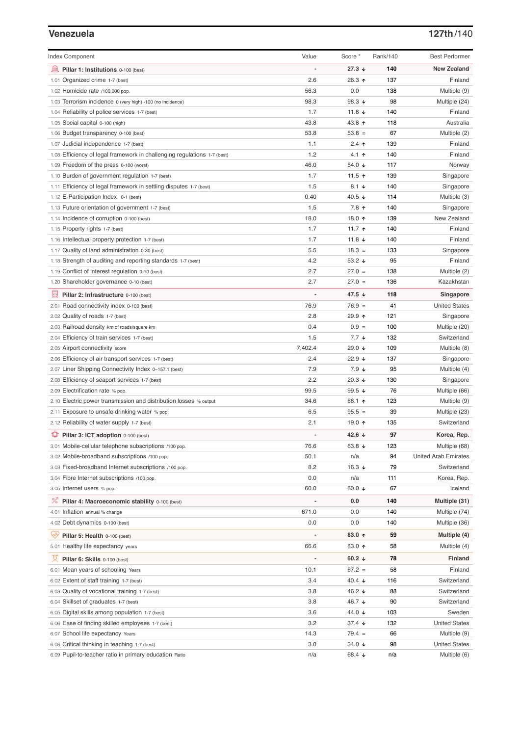## Venezuela

**127th/140**

| Index Component | Value | Score * | Rank/140 | Best Performer |
|---|---|---|---|---|
| **Pillar 1: Institutions** 0-100 (best) | - | **27.3 ↓** | **140** | **New Zealand** |
| 1.01 Organized crime 1-7 (best) | 2.6 | 26.3 ↑ | 137 | Finland |
| 1.02 Homicide rate /100,000 pop. | 56.3 | 0.0 | 138 | Multiple (9) |
| 1.03 Terrorism incidence 0 (very high) -100 (no incidence) | 98.3 | 98.3 ↓ | 98 | Multiple (24) |
| 1.04 Reliability of police services 1-7 (best) | 1.7 | 11.8 ↓ | 140 | Finland |
| 1.05 Social capital 0-100 (high) | 43.8 | 43.8 ↑ | 118 | Australia |
| 1.06 Budget transparency 0-100 (best) | 53.8 | 53.8 = | 67 | Multiple (2) |
| 1.07 Judicial independence 1-7 (best) | 1.1 | 2.4 ↑ | 139 | Finland |
| 1.08 Efficiency of legal framework in challenging regulations 1-7 (best) | 1.2 | 4.1 ↑ | 140 | Finland |
| 1.09 Freedom of the press 0-100 (worst) | 46.0 | 54.0 ↓ | 117 | Norway |
| 1.10 Burden of government regulation 1-7 (best) | 1.7 | 11.5 ↑ | 139 | Singapore |
| 1.11 Efficiency of legal framework in settling disputes 1-7 (best) | 1.5 | 8.1 ↓ | 140 | Singapore |
| 1.12 E-Participation Index 0-1 (best) | 0.40 | 40.5 ↓ | 114 | Multiple (3) |
| 1.13 Future orientation of government 1-7 (best) | 1.5 | 7.8 ↑ | 140 | Singapore |
| 1.14 Incidence of corruption 0-100 (best) | 18.0 | 18.0 ↑ | 139 | New Zealand |
| 1.15 Property rights 1-7 (best) | 1.7 | 11.7 ↑ | 140 | Finland |
| 1.16 Intellectual property protection 1-7 (best) | 1.7 | 11.8 ↓ | 140 | Finland |
| 1.17 Quality of land administration 0-30 (best) | 5.5 | 18.3 = | 133 | Singapore |
| 1.18 Strength of auditing and reporting standards 1-7 (best) | 4.2 | 53.2 ↓ | 95 | Finland |
| 1.19 Conflict of interest regulation 0-10 (best) | 2.7 | 27.0 = | 138 | Multiple (2) |
| 1.20 Shareholder governance 0-10 (best) | 2.7 | 27.0 = | 136 | Kazakhstan |
| **Pillar 2: Infrastructure** 0-100 (best) | - | **47.5 ↓** | **118** | **Singapore** |
| 2.01 Road connectivity index 0-100 (best) | 76.9 | 76.9 = | 41 | United States |
| 2.02 Quality of roads 1-7 (best) | 2.8 | 29.9 ↑ | 121 | Singapore |
| 2.03 Railroad density km of roads/square km | 0.4 | 0.9 = | 100 | Multiple (20) |
| 2.04 Efficiency of train services 1-7 (best) | 1.5 | 7.7 ↓ | 132 | Switzerland |
| 2.05 Airport connectivity score | 7,402.4 | 29.0 ↓ | 109 | Multiple (8) |
| 2.06 Efficiency of air transport services 1-7 (best) | 2.4 | 22.9 ↓ | 137 | Singapore |
| 2.07 Liner Shipping Connectivity Index 0–157.1 (best) | 7.9 | 7.9 ↓ | 95 | Multiple (4) |
| 2.08 Efficiency of seaport services 1-7 (best) | 2.2 | 20.3 ↓ | 130 | Singapore |
| 2.09 Electrification rate % pop. | 99.5 | 99.5 ↓ | 76 | Multiple (66) |
| 2.10 Electric power transmission and distribution losses % output | 34.6 | 68.1 ↑ | 123 | Multiple (9) |
| 2.11 Exposure to unsafe drinking water % pop. | 6.5 | 95.5 = | 39 | Multiple (23) |
| 2.12 Reliability of water supply 1-7 (best) | 2.1 | 19.0 ↑ | 135 | Switzerland |
| **Pillar 3: ICT adoption** 0-100 (best) | - | **42.6 ↓** | **97** | **Korea, Rep.** |
| 3.01 Mobile-cellular telephone subscriptions /100 pop. | 76.6 | 63.8 ↓ | 123 | Multiple (68) |
| 3.02 Mobile-broadband subscriptions /100 pop. | 50.1 | n/a | 94 | United Arab Emirates |
| 3.03 Fixed-broadband Internet subscriptions /100 pop. | 8.2 | 16.3 ↓ | 79 | Switzerland |
| 3.04 Fibre Internet subscriptions /100 pop. | 0.0 | n/a | 111 | Korea, Rep. |
| 3.05 Internet users % pop. | 60.0 | 60.0 ↓ | 67 | Iceland |
| **Pillar 4: Macroeconomic stability** 0-100 (best) | - | **0.0** | **140** | **Multiple (31)** |
| 4.01 Inflation annual % change | 671.0 | 0.0 | 140 | Multiple (74) |
| 4.02 Debt dynamics 0-100 (best) | 0.0 | 0.0 | 140 | Multiple (36) |
| **Pillar 5: Health** 0-100 (best) | - | **83.0 ↑** | **59** | **Multiple (4)** |
| 5.01 Healthy life expectancy years | 66.6 | 83.0 ↑ | 58 | Multiple (4) |
| **Pillar 6: Skills** 0-100 (best) | - | **60.2 ↓** | **78** | **Finland** |
| 6.01 Mean years of schooling Years | 10.1 | 67.2 = | 58 | Finland |
| 6.02 Extent of staff training 1-7 (best) | 3.4 | 40.4 ↓ | 116 | Switzerland |
| 6.03 Quality of vocational training 1-7 (best) | 3.8 | 46.2 ↓ | 88 | Switzerland |
| 6.04 Skillset of graduates 1-7 (best) | 3.8 | 46.7 ↓ | 90 | Switzerland |
| 6.05 Digital skills among population 1-7 (best) | 3.6 | 44.0 ↓ | 103 | Sweden |
| 6.06 Ease of finding skilled employees 1-7 (best) | 3.2 | 37.4 ↓ | 132 | United States |
| 6.07 School life expectancy Years | 14.3 | 79.4 = | 66 | Multiple (9) |
| 6.08 Critical thinking in teaching 1-7 (best) | 3.0 | 34.0 ↓ | 98 | United States |
| 6.09 Pupil-to-teacher ratio in primary education Ratio | n/a | 68.4 ↓ | n/a | Multiple (6) |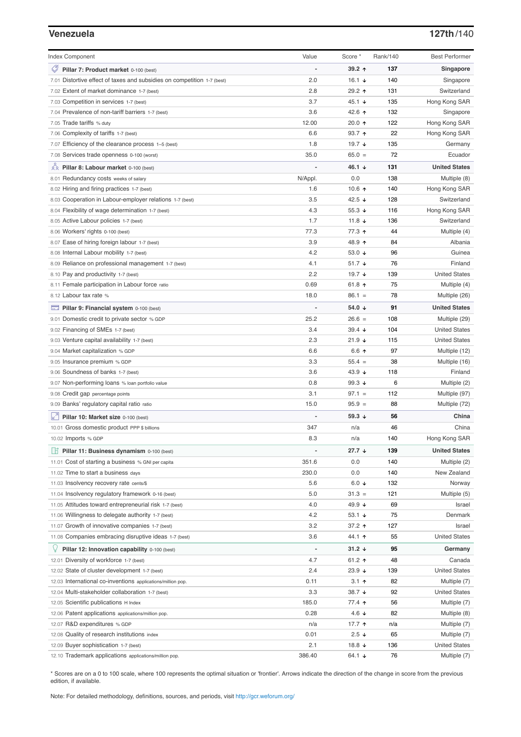## Venezuela

**127th/140**

| Index Component | Value | Score * | Rank/140 | Best Performer |
|---|---|---|---|---|
| **Pillar 7: Product market** 0-100 (best) | - | **39.2 ↑** | **137** | **Singapore** |
| 7.01 Distortive effect of taxes and subsidies on competition 1-7 (best) | 2.0 | 16.1 ↓ | 140 | Singapore |
| 7.02 Extent of market dominance 1-7 (best) | 2.8 | 29.2 ↑ | 131 | Switzerland |
| 7.03 Competition in services 1-7 (best) | 3.7 | 45.1 ↓ | 135 | Hong Kong SAR |
| 7.04 Prevalence of non-tariff barriers 1-7 (best) | 3.6 | 42.6 ↑ | 132 | Singapore |
| 7.05 Trade tariffs % duty | 12.00 | 20.0 ↑ | 122 | Hong Kong SAR |
| 7.06 Complexity of tariffs 1-7 (best) | 6.6 | 93.7 ↑ | 22 | Hong Kong SAR |
| 7.07 Efficiency of the clearance process 1–5 (best) | 1.8 | 19.7 ↓ | 135 | Germany |
| 7.08 Services trade openness 0-100 (worst) | 35.0 | 65.0 = | 72 | Ecuador |
| **Pillar 8: Labour market** 0-100 (best) | - | **46.1 ↓** | **131** | **United States** |
| 8.01 Redundancy costs weeks of salary | N/Appl. | 0.0 | 138 | Multiple (8) |
| 8.02 Hiring and firing practices 1-7 (best) | 1.6 | 10.6 ↑ | 140 | Hong Kong SAR |
| 8.03 Cooperation in Labour-employer relations 1-7 (best) | 3.5 | 42.5 ↓ | 128 | Switzerland |
| 8.04 Flexibility of wage determination 1-7 (best) | 4.3 | 55.3 ↓ | 116 | Hong Kong SAR |
| 8.05 Active Labour policies 1-7 (best) | 1.7 | 11.8 ↓ | 136 | Switzerland |
| 8.06 Workers' rights 0-100 (best) | 77.3 | 77.3 ↑ | 44 | Multiple (4) |
| 8.07 Ease of hiring foreign labour 1-7 (best) | 3.9 | 48.9 ↑ | 84 | Albania |
| 8.08 Internal Labour mobility 1-7 (best) | 4.2 | 53.0 ↓ | 96 | Guinea |
| 8.09 Reliance on professional management 1-7 (best) | 4.1 | 51.7 ↓ | 76 | Finland |
| 8.10 Pay and productivity 1-7 (best) | 2.2 | 19.7 ↓ | 139 | United States |
| 8.11 Female participation in Labour force ratio | 0.69 | 61.8 ↑ | 75 | Multiple (4) |
| 8.12 Labour tax rate % | 18.0 | 86.1 = | 78 | Multiple (26) |
| **Pillar 9: Financial system** 0-100 (best) | - | **54.0 ↓** | **91** | **United States** |
| 9.01 Domestic credit to private sector % GDP | 25.2 | 26.6 = | 108 | Multiple (29) |
| 9.02 Financing of SMEs 1-7 (best) | 3.4 | 39.4 ↓ | 104 | United States |
| 9.03 Venture capital availability 1-7 (best) | 2.3 | 21.9 ↓ | 115 | United States |
| 9.04 Market capitalization % GDP | 6.6 | 6.6 ↑ | 97 | Multiple (12) |
| 9.05 Insurance premium % GDP | 3.3 | 55.4 = | 38 | Multiple (16) |
| 9.06 Soundness of banks 1-7 (best) | 3.6 | 43.9 ↓ | 118 | Finland |
| 9.07 Non-performing loans % loan portfolio value | 0.8 | 99.3 ↓ | 6 | Multiple (2) |
| 9.08 Credit gap percentage points | 3.1 | 97.1 = | 112 | Multiple (97) |
| 9.09 Banks' regulatory capital ratio ratio | 15.0 | 95.9 = | 88 | Multiple (72) |
| **Pillar 10: Market size** 0-100 (best) | - | **59.3 ↓** | **56** | **China** |
| 10.01 Gross domestic product PPP $ billions | 347 | n/a | 46 | China |
| 10.02 Imports % GDP | 8.3 | n/a | 140 | Hong Kong SAR |
| **Pillar 11: Business dynamism** 0-100 (best) | - | **27.7 ↓** | **139** | **United States** |
| 11.01 Cost of starting a business % GNI per capita | 351.6 | 0.0 | 140 | Multiple (2) |
| 11.02 Time to start a business days | 230.0 | 0.0 | 140 | New Zealand |
| 11.03 Insolvency recovery rate cents/$ | 5.6 | 6.0 ↓ | 132 | Norway |
| 11.04 Insolvency regulatory framework 0-16 (best) | 5.0 | 31.3 = | 121 | Multiple (5) |
| 11.05 Attitudes toward entrepreneurial risk 1-7 (best) | 4.0 | 49.9 ↓ | 69 | Israel |
| 11.06 Willingness to delegate authority 1-7 (best) | 4.2 | 53.1 ↓ | 75 | Denmark |
| 11.07 Growth of innovative companies 1-7 (best) | 3.2 | 37.2 ↑ | 127 | Israel |
| 11.08 Companies embracing disruptive ideas 1-7 (best) | 3.6 | 44.1 ↑ | 55 | United States |
| **Pillar 12: Innovation capability** 0-100 (best) | - | **31.2 ↓** | **95** | **Germany** |
| 12.01 Diversity of workforce 1-7 (best) | 4.7 | 61.2 ↑ | 48 | Canada |
| 12.02 State of cluster development 1-7 (best) | 2.4 | 23.9 ↓ | 139 | United States |
| 12.03 International co-inventions applications/million pop. | 0.11 | 3.1 ↑ | 82 | Multiple (7) |
| 12.04 Multi-stakeholder collaboration 1-7 (best) | 3.3 | 38.7 ↓ | 92 | United States |
| 12.05 Scientific publications H Index | 185.0 | 77.4 ↑ | 56 | Multiple (7) |
| 12.06 Patent applications applications/million pop. | 0.28 | 4.6 ↓ | 82 | Multiple (8) |
| 12.07 R&D expenditures % GDP | n/a | 17.7 ↑ | n/a | Multiple (7) |
| 12.08 Quality of research institutions index | 0.01 | 2.5 ↓ | 65 | Multiple (7) |
| 12.09 Buyer sophistication 1-7 (best) | 2.1 | 18.8 ↓ | 136 | United States |
| 12.10 Trademark applications applications/million pop. | 386.40 | 64.1 ↓ | 76 | Multiple (7) |

* Scores are on a 0 to 100 scale, where 100 represents the optimal situation or 'frontier'. Arrows indicate the direction of the change in score from the previous edition, if available.

Note: For detailed methodology, definitions, sources, and periods, visit http://gcr.weforum.org/